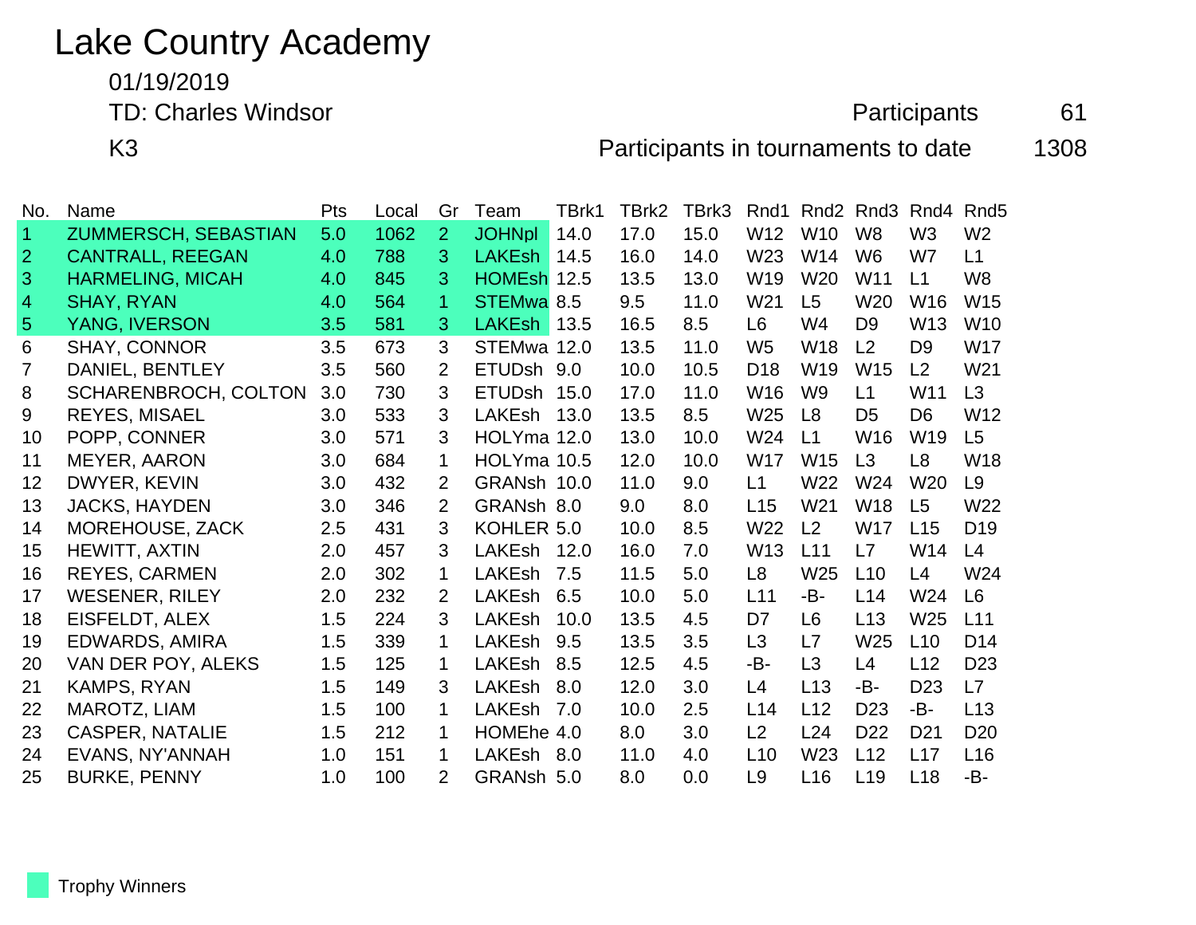# Lake Country Academy

01/19/2019

TD: Charles Windsor

K3

Participants 61

Participants in tournaments to date 1308

| No. | Name | Pts | Local | Gr | Team | TBrk1 | TBrk2 | TBrk3 | Rnd1 | Rnd2 | Rnd3 | Rnd4 | Rnd5 |
|---|---|---|---|---|---|---|---|---|---|---|---|---|---|
| 1 | ZUMMERSCH, SEBASTIAN | 5.0 | 1062 | 2 | JOHNpl | 14.0 | 17.0 | 15.0 | W12 | W10 | W8 | W3 | W2 |
| 2 | CANTRALL, REEGAN | 4.0 | 788 | 3 | LAKEsh | 14.5 | 16.0 | 14.0 | W23 | W14 | W6 | W7 | L1 |
| 3 | HARMELING, MICAH | 4.0 | 845 | 3 | HOMEsh | 12.5 | 13.5 | 13.0 | W19 | W20 | W11 | L1 | W8 |
| 4 | SHAY, RYAN | 4.0 | 564 | 1 | STEMwa | 8.5 | 9.5 | 11.0 | W21 | L5 | W20 | W16 | W15 |
| 5 | YANG, IVERSON | 3.5 | 581 | 3 | LAKEsh | 13.5 | 16.5 | 8.5 | L6 | W4 | D9 | W13 | W10 |
| 6 | SHAY, CONNOR | 3.5 | 673 | 3 | STEMwa | 12.0 | 13.5 | 11.0 | W5 | W18 | L2 | D9 | W17 |
| 7 | DANIEL, BENTLEY | 3.5 | 560 | 2 | ETUDsh | 9.0 | 10.0 | 10.5 | D18 | W19 | W15 | L2 | W21 |
| 8 | SCHARENBROCH, COLTON | 3.0 | 730 | 3 | ETUDsh | 15.0 | 17.0 | 11.0 | W16 | W9 | L1 | W11 | L3 |
| 9 | REYES, MISAEL | 3.0 | 533 | 3 | LAKEsh | 13.0 | 13.5 | 8.5 | W25 | L8 | D5 | D6 | W12 |
| 10 | POPP, CONNER | 3.0 | 571 | 3 | HOLYma | 12.0 | 13.0 | 10.0 | W24 | L1 | W16 | W19 | L5 |
| 11 | MEYER, AARON | 3.0 | 684 | 1 | HOLYma | 10.5 | 12.0 | 10.0 | W17 | W15 | L3 | L8 | W18 |
| 12 | DWYER, KEVIN | 3.0 | 432 | 2 | GRANsh | 10.0 | 11.0 | 9.0 | L1 | W22 | W24 | W20 | L9 |
| 13 | JACKS, HAYDEN | 3.0 | 346 | 2 | GRANsh | 8.0 | 9.0 | 8.0 | L15 | W21 | W18 | L5 | W22 |
| 14 | MOREHOUSE, ZACK | 2.5 | 431 | 3 | KOHLER | 5.0 | 10.0 | 8.5 | W22 | L2 | W17 | L15 | D19 |
| 15 | HEWITT, AXTIN | 2.0 | 457 | 3 | LAKEsh | 12.0 | 16.0 | 7.0 | W13 | L11 | L7 | W14 | L4 |
| 16 | REYES, CARMEN | 2.0 | 302 | 1 | LAKEsh | 7.5 | 11.5 | 5.0 | L8 | W25 | L10 | L4 | W24 |
| 17 | WESENER, RILEY | 2.0 | 232 | 2 | LAKEsh | 6.5 | 10.0 | 5.0 | L11 | -B- | L14 | W24 | L6 |
| 18 | EISFELDT, ALEX | 1.5 | 224 | 3 | LAKEsh | 10.0 | 13.5 | 4.5 | D7 | L6 | L13 | W25 | L11 |
| 19 | EDWARDS, AMIRA | 1.5 | 339 | 1 | LAKEsh | 9.5 | 13.5 | 3.5 | L3 | L7 | W25 | L10 | D14 |
| 20 | VAN DER POY, ALEKS | 1.5 | 125 | 1 | LAKEsh | 8.5 | 12.5 | 4.5 | -B- | L3 | L4 | L12 | D23 |
| 21 | KAMPS, RYAN | 1.5 | 149 | 3 | LAKEsh | 8.0 | 12.0 | 3.0 | L4 | L13 | -B- | D23 | L7 |
| 22 | MAROTZ, LIAM | 1.5 | 100 | 1 | LAKEsh | 7.0 | 10.0 | 2.5 | L14 | L12 | D23 | -B- | L13 |
| 23 | CASPER, NATALIE | 1.5 | 212 | 1 | HOMEhe | 4.0 | 8.0 | 3.0 | L2 | L24 | D22 | D21 | D20 |
| 24 | EVANS, NY'ANNAH | 1.0 | 151 | 1 | LAKEsh | 8.0 | 11.0 | 4.0 | L10 | W23 | L12 | L17 | L16 |
| 25 | BURKE, PENNY | 1.0 | 100 | 2 | GRANsh | 5.0 | 8.0 | 0.0 | L9 | L16 | L19 | L18 | -B- |

Trophy Winners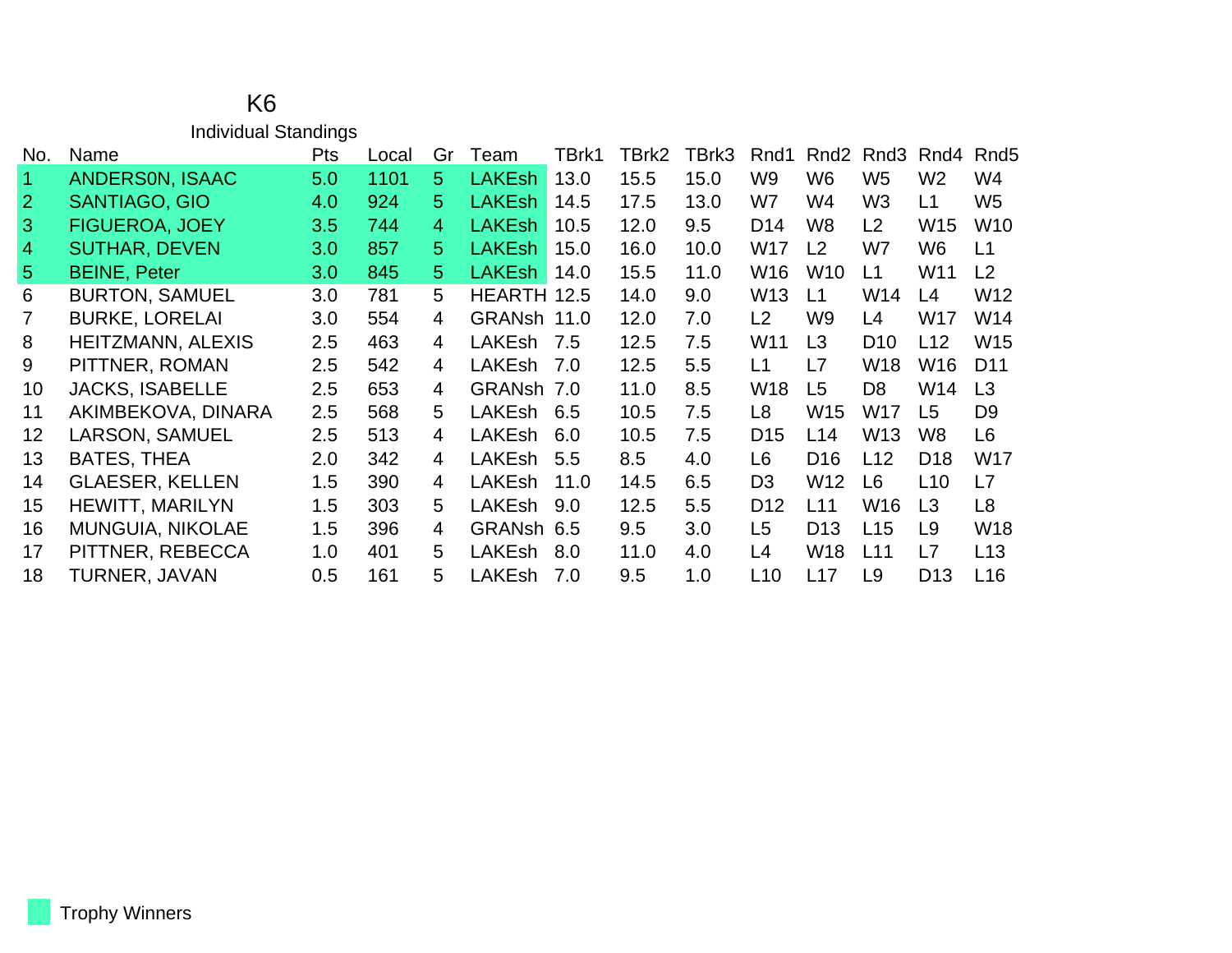# K6

## Individual Standings

| No. | Name | Pts | Local | Gr | Team | TBrk1 | TBrk2 | TBrk3 | Rnd1 | Rnd2 | Rnd3 | Rnd4 | Rnd5 |
|---|---|---|---|---|---|---|---|---|---|---|---|---|---|
| 1 | ANDERS0N, ISAAC | 5.0 | 1101 | 5 | LAKEsh | 13.0 | 15.5 | 15.0 | W9 | W6 | W5 | W2 | W4 |
| 2 | SANTIAGO, GIO | 4.0 | 924 | 5 | LAKEsh | 14.5 | 17.5 | 13.0 | W7 | W4 | W3 | L1 | W5 |
| 3 | FIGUEROA, JOEY | 3.5 | 744 | 4 | LAKEsh | 10.5 | 12.0 | 9.5 | D14 | W8 | L2 | W15 | W10 |
| 4 | SUTHAR, DEVEN | 3.0 | 857 | 5 | LAKEsh | 15.0 | 16.0 | 10.0 | W17 | L2 | W7 | W6 | L1 |
| 5 | BEINE, Peter | 3.0 | 845 | 5 | LAKEsh | 14.0 | 15.5 | 11.0 | W16 | W10 | L1 | W11 | L2 |
| 6 | BURTON, SAMUEL | 3.0 | 781 | 5 | HEARTH | 12.5 | 14.0 | 9.0 | W13 | L1 | W14 | L4 | W12 |
| 7 | BURKE, LORELAI | 3.0 | 554 | 4 | GRANsh | 11.0 | 12.0 | 7.0 | L2 | W9 | L4 | W17 | W14 |
| 8 | HEITZMANN, ALEXIS | 2.5 | 463 | 4 | LAKEsh | 7.5 | 12.5 | 7.5 | W11 | L3 | D10 | L12 | W15 |
| 9 | PITTNER, ROMAN | 2.5 | 542 | 4 | LAKEsh | 7.0 | 12.5 | 5.5 | L1 | L7 | W18 | W16 | D11 |
| 10 | JACKS, ISABELLE | 2.5 | 653 | 4 | GRANsh | 7.0 | 11.0 | 8.5 | W18 | L5 | D8 | W14 | L3 |
| 11 | AKIMBEKOVA, DINARA | 2.5 | 568 | 5 | LAKEsh | 6.5 | 10.5 | 7.5 | L8 | W15 | W17 | L5 | D9 |
| 12 | LARSON, SAMUEL | 2.5 | 513 | 4 | LAKEsh | 6.0 | 10.5 | 7.5 | D15 | L14 | W13 | W8 | L6 |
| 13 | BATES, THEA | 2.0 | 342 | 4 | LAKEsh | 5.5 | 8.5 | 4.0 | L6 | D16 | L12 | D18 | W17 |
| 14 | GLAESER, KELLEN | 1.5 | 390 | 4 | LAKEsh | 11.0 | 14.5 | 6.5 | D3 | W12 | L6 | L10 | L7 |
| 15 | HEWITT, MARILYN | 1.5 | 303 | 5 | LAKEsh | 9.0 | 12.5 | 5.5 | D12 | L11 | W16 | L3 | L8 |
| 16 | MUNGUIA, NIKOLAE | 1.5 | 396 | 4 | GRANsh | 6.5 | 9.5 | 3.0 | L5 | D13 | L15 | L9 | W18 |
| 17 | PITTNER, REBECCA | 1.0 | 401 | 5 | LAKEsh | 8.0 | 11.0 | 4.0 | L4 | W18 | L11 | L7 | L13 |
| 18 | TURNER, JAVAN | 0.5 | 161 | 5 | LAKEsh | 7.0 | 9.5 | 1.0 | L10 | L17 | L9 | D13 | L16 |

Trophy Winners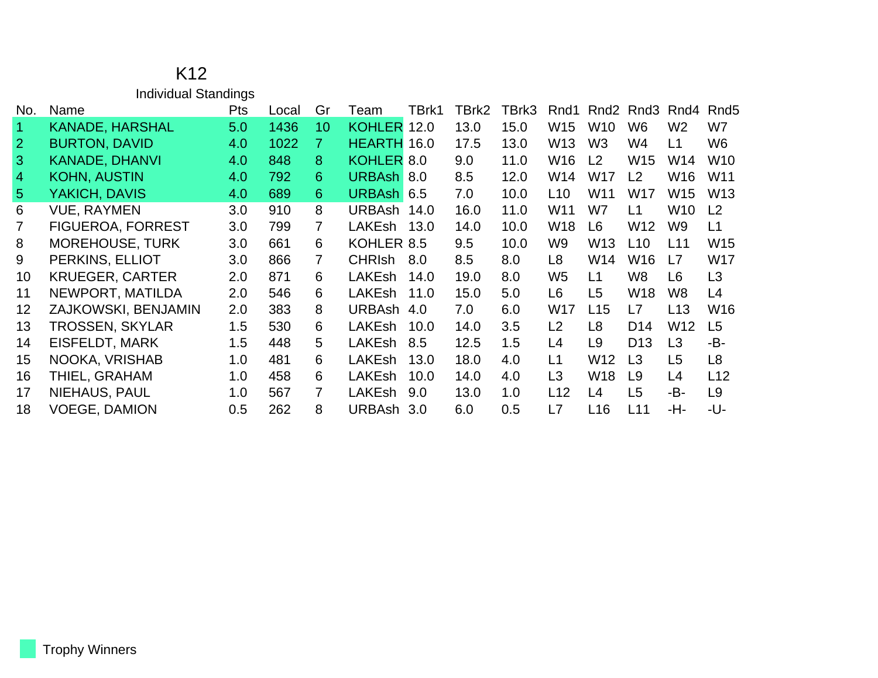# K12

## Individual Standings

| No. | Name | Pts | Local | Gr | Team | TBrk1 | TBrk2 | TBrk3 | Rnd1 | Rnd2 | Rnd3 | Rnd4 | Rnd5 |
|---|---|---|---|---|---|---|---|---|---|---|---|---|---|
| 1 | KANADE, HARSHAL | 5.0 | 1436 | 10 | KOHLER | 12.0 | 13.0 | 15.0 | W15 | W10 | W6 | W2 | W7 |
| 2 | BURTON, DAVID | 4.0 | 1022 | 7 | HEARTH | 16.0 | 17.5 | 13.0 | W13 | W3 | W4 | L1 | W6 |
| 3 | KANADE, DHANVI | 4.0 | 848 | 8 | KOHLER | 8.0 | 9.0 | 11.0 | W16 | L2 | W15 | W14 | W10 |
| 4 | KOHN, AUSTIN | 4.0 | 792 | 6 | URBAsh | 8.0 | 8.5 | 12.0 | W14 | W17 | L2 | W16 | W11 |
| 5 | YAKICH, DAVIS | 4.0 | 689 | 6 | URBAsh | 6.5 | 7.0 | 10.0 | L10 | W11 | W17 | W15 | W13 |
| 6 | VUE, RAYMEN | 3.0 | 910 | 8 | URBAsh | 14.0 | 16.0 | 11.0 | W11 | W7 | L1 | W10 | L2 |
| 7 | FIGUEROA, FORREST | 3.0 | 799 | 7 | LAKEsh | 13.0 | 14.0 | 10.0 | W18 | L6 | W12 | W9 | L1 |
| 8 | MOREHOUSE, TURK | 3.0 | 661 | 6 | KOHLER | 8.5 | 9.5 | 10.0 | W9 | W13 | L10 | L11 | W15 |
| 9 | PERKINS, ELLIOT | 3.0 | 866 | 7 | CHRIsh | 8.0 | 8.5 | 8.0 | L8 | W14 | W16 | L7 | W17 |
| 10 | KRUEGER, CARTER | 2.0 | 871 | 6 | LAKEsh | 14.0 | 19.0 | 8.0 | W5 | L1 | W8 | L6 | L3 |
| 11 | NEWPORT, MATILDA | 2.0 | 546 | 6 | LAKEsh | 11.0 | 15.0 | 5.0 | L6 | L5 | W18 | W8 | L4 |
| 12 | ZAJKOWSKI, BENJAMIN | 2.0 | 383 | 8 | URBAsh | 4.0 | 7.0 | 6.0 | W17 | L15 | L7 | L13 | W16 |
| 13 | TROSSEN, SKYLAR | 1.5 | 530 | 6 | LAKEsh | 10.0 | 14.0 | 3.5 | L2 | L8 | D14 | W12 | L5 |
| 14 | EISFELDT, MARK | 1.5 | 448 | 5 | LAKEsh | 8.5 | 12.5 | 1.5 | L4 | L9 | D13 | L3 | -B- |
| 15 | NOOKA, VRISHAB | 1.0 | 481 | 6 | LAKEsh | 13.0 | 18.0 | 4.0 | L1 | W12 | L3 | L5 | L8 |
| 16 | THIEL, GRAHAM | 1.0 | 458 | 6 | LAKEsh | 10.0 | 14.0 | 4.0 | L3 | W18 | L9 | L4 | L12 |
| 17 | NIEHAUS, PAUL | 1.0 | 567 | 7 | LAKEsh | 9.0 | 13.0 | 1.0 | L12 | L4 | L5 | -B- | L9 |
| 18 | VOEGE, DAMION | 0.5 | 262 | 8 | URBAsh | 3.0 | 6.0 | 0.5 | L7 | L16 | L11 | -H- | -U- |

Trophy Winners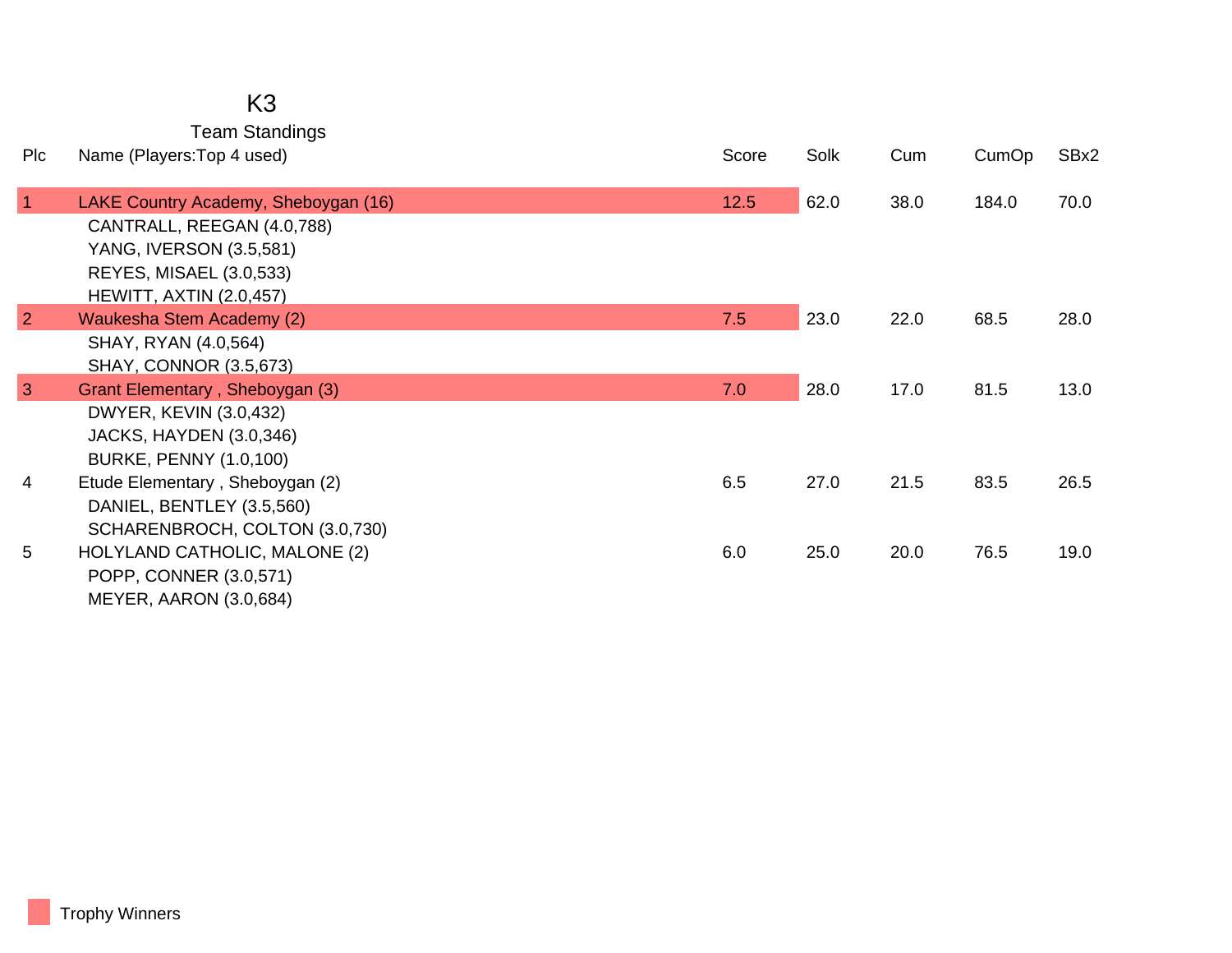# K3

## Team Standings

| Plc | Name (Players:Top 4 used) | Score | Solk | Cum | CumOp | SBx2 |
|---|---|---|---|---|---|---|
| 1 | LAKE Country Academy, Sheboygan (16) | 12.5 | 62.0 | 38.0 | 184.0 | 70.0 |
| | CANTRALL, REEGAN (4.0,788) | | | | | |
| | YANG, IVERSON (3.5,581) | | | | | |
| | REYES, MISAEL (3.0,533) | | | | | |
| | HEWITT, AXTIN (2.0,457) | | | | | |
| 2 | Waukesha Stem Academy (2) | 7.5 | 23.0 | 22.0 | 68.5 | 28.0 |
| | SHAY, RYAN (4.0,564) | | | | | |
| | SHAY, CONNOR (3.5,673) | | | | | |
| 3 | Grant Elementary , Sheboygan (3) | 7.0 | 28.0 | 17.0 | 81.5 | 13.0 |
| | DWYER, KEVIN (3.0,432) | | | | | |
| | JACKS, HAYDEN (3.0,346) | | | | | |
| | BURKE, PENNY (1.0,100) | | | | | |
| 4 | Etude Elementary , Sheboygan (2) | 6.5 | 27.0 | 21.5 | 83.5 | 26.5 |
| | DANIEL, BENTLEY (3.5,560) | | | | | |
| | SCHARENBROCH, COLTON (3.0,730) | | | | | |
| 5 | HOLYLAND CATHOLIC, MALONE (2) | 6.0 | 25.0 | 20.0 | 76.5 | 19.0 |
| | POPP, CONNER (3.0,571) | | | | | |
| | MEYER, AARON (3.0,684) | | | | | |

Trophy Winners (highlighted: places 1–3)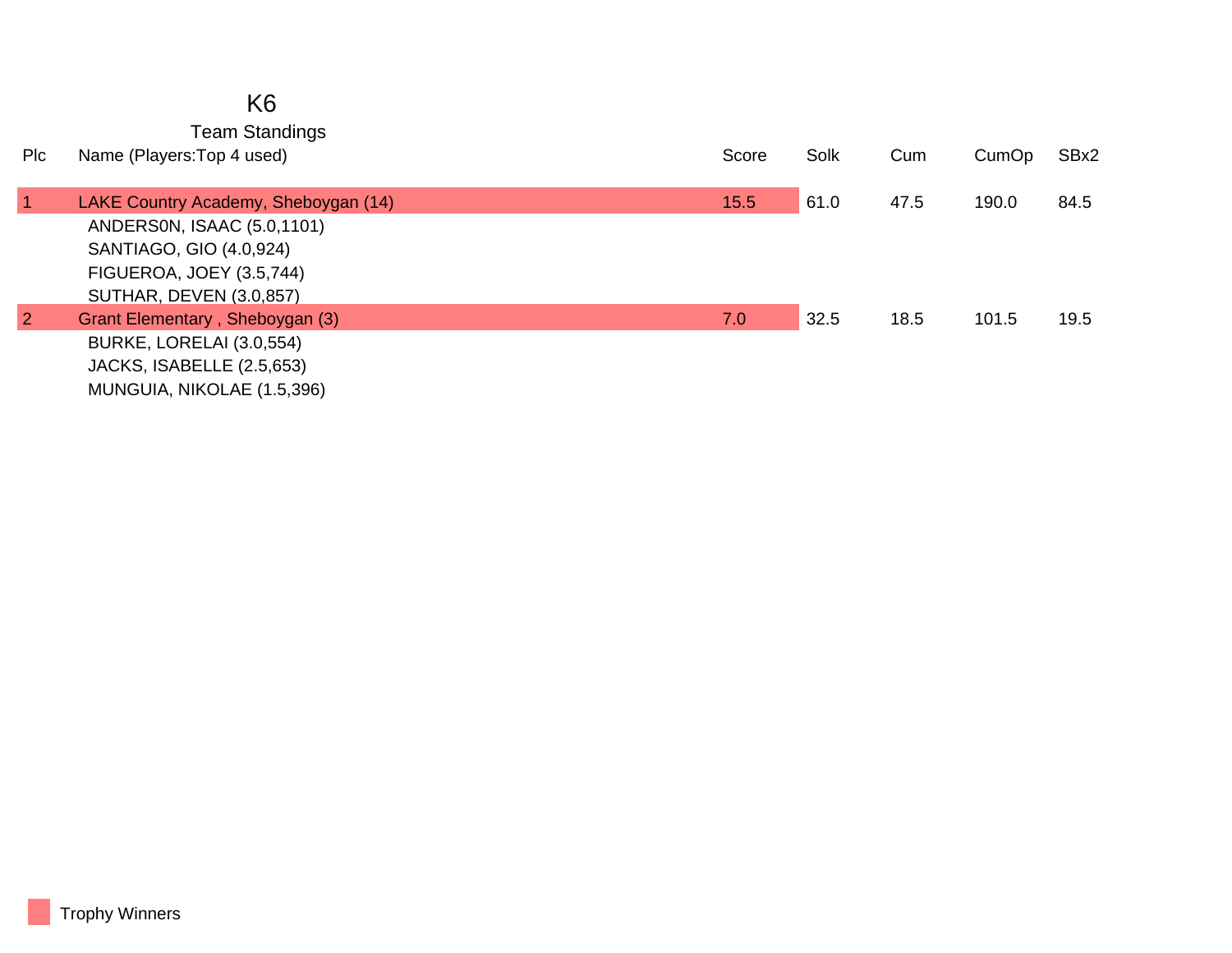# K6

## Team Standings

| Plc | Name (Players:Top 4 used) | Score | Solk | Cum | CumOp | SBx2 |
|---|---|---|---|---|---|---|
| 1 | LAKE Country Academy, Sheboygan (14) | 15.5 | 61.0 | 47.5 | 190.0 | 84.5 |
| | ANDERS0N, ISAAC (5.0,1101) | | | | | |
| | SANTIAGO, GIO (4.0,924) | | | | | |
| | FIGUEROA, JOEY (3.5,744) | | | | | |
| | SUTHAR, DEVEN (3.0,857) | | | | | |
| 2 | Grant Elementary , Sheboygan (3) | 7.0 | 32.5 | 18.5 | 101.5 | 19.5 |
| | BURKE, LORELAI (3.0,554) | | | | | |
| | JACKS, ISABELLE (2.5,653) | | | | | |
| | MUNGUIA, NIKOLAE (1.5,396) | | | | | |

Trophy Winners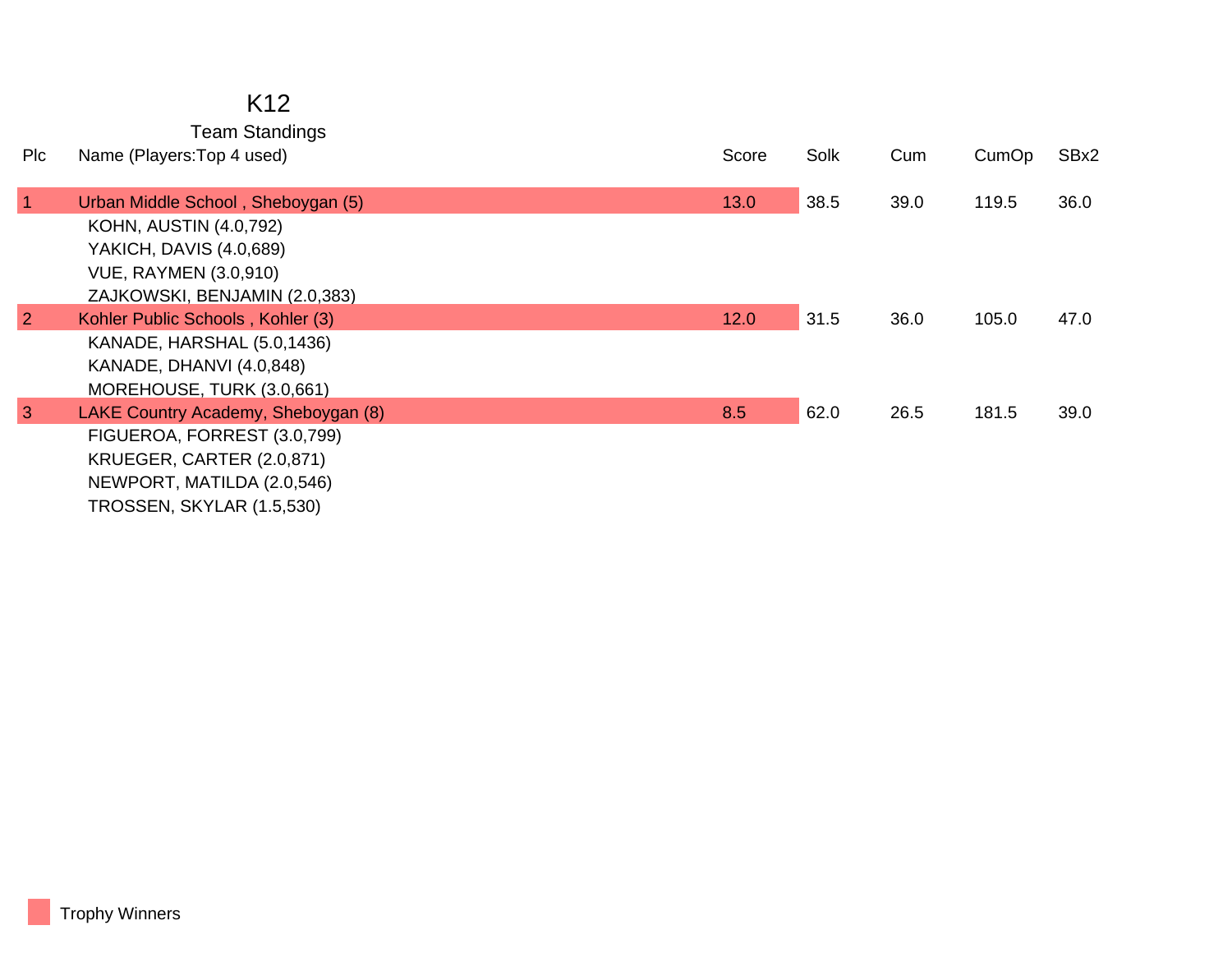# K12

## Team Standings

| Plc | Name (Players:Top 4 used) | Score | Solk | Cum | CumOp | SBx2 |
|---|---|---|---|---|---|---|
| 1 | Urban Middle School , Sheboygan (5) | 13.0 | 38.5 | 39.0 | 119.5 | 36.0 |
| | KOHN, AUSTIN (4.0,792) | | | | | |
| | YAKICH, DAVIS (4.0,689) | | | | | |
| | VUE, RAYMEN (3.0,910) | | | | | |
| | ZAJKOWSKI, BENJAMIN (2.0,383) | | | | | |
| 2 | Kohler Public Schools , Kohler (3) | 12.0 | 31.5 | 36.0 | 105.0 | 47.0 |
| | KANADE, HARSHAL (5.0,1436) | | | | | |
| | KANADE, DHANVI (4.0,848) | | | | | |
| | MOREHOUSE, TURK (3.0,661) | | | | | |
| 3 | LAKE Country Academy, Sheboygan (8) | 8.5 | 62.0 | 26.5 | 181.5 | 39.0 |
| | FIGUEROA, FORREST (3.0,799) | | | | | |
| | KRUEGER, CARTER (2.0,871) | | | | | |
| | NEWPORT, MATILDA (2.0,546) | | | | | |
| | TROSSEN, SKYLAR (1.5,530) | | | | | |

Trophy Winners